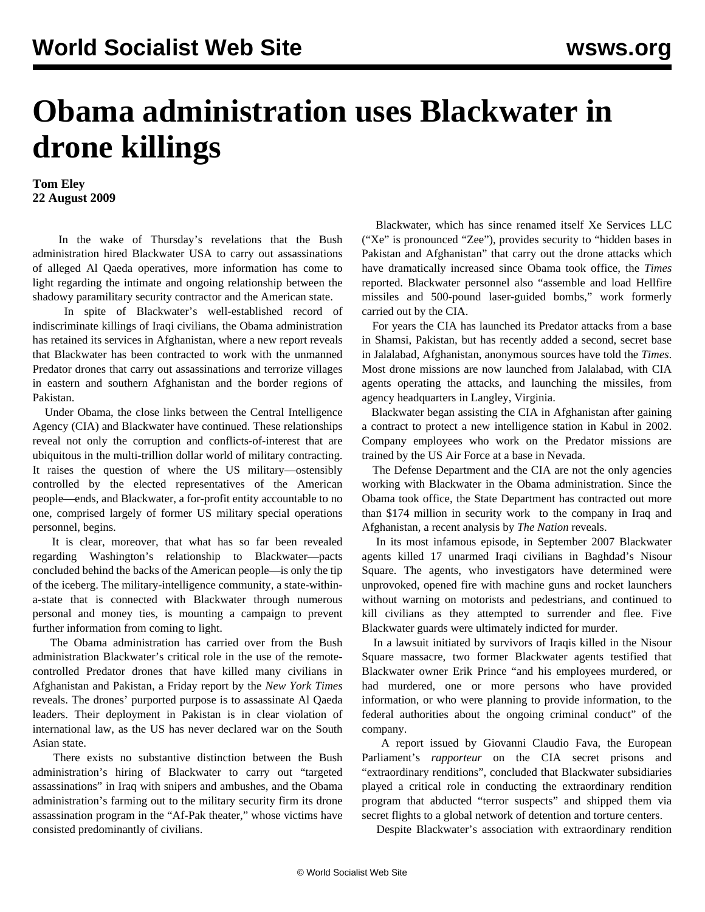# Obama administration uses Blackwater in drone killings

**Tom Eley**
**22 August 2009**

In the wake of Thursday's revelations that the Bush administration hired Blackwater USA to carry out assassinations of alleged Al Qaeda operatives, more information has come to light regarding the intimate and ongoing relationship between the shadowy paramilitary security contractor and the American state.

In spite of Blackwater's well-established record of indiscriminate killings of Iraqi civilians, the Obama administration has retained its services in Afghanistan, where a new report reveals that Blackwater has been contracted to work with the unmanned Predator drones that carry out assassinations and terrorize villages in eastern and southern Afghanistan and the border regions of Pakistan.

Under Obama, the close links between the Central Intelligence Agency (CIA) and Blackwater have continued. These relationships reveal not only the corruption and conflicts-of-interest that are ubiquitous in the multi-trillion dollar world of military contracting. It raises the question of where the US military—ostensibly controlled by the elected representatives of the American people—ends, and Blackwater, a for-profit entity accountable to no one, comprised largely of former US military special operations personnel, begins.

It is clear, moreover, that what has so far been revealed regarding Washington's relationship to Blackwater—pacts concluded behind the backs of the American people—is only the tip of the iceberg. The military-intelligence community, a state-within-a-state that is connected with Blackwater through numerous personal and money ties, is mounting a campaign to prevent further information from coming to light.

The Obama administration has carried over from the Bush administration Blackwater's critical role in the use of the remote-controlled Predator drones that have killed many civilians in Afghanistan and Pakistan, a Friday report by the *New York Times* reveals. The drones' purported purpose is to assassinate Al Qaeda leaders. Their deployment in Pakistan is in clear violation of international law, as the US has never declared war on the South Asian state.

There exists no substantive distinction between the Bush administration's hiring of Blackwater to carry out "targeted assassinations" in Iraq with snipers and ambushes, and the Obama administration's farming out to the military security firm its drone assassination program in the "Af-Pak theater," whose victims have consisted predominantly of civilians.

Blackwater, which has since renamed itself Xe Services LLC ("Xe" is pronounced "Zee"), provides security to "hidden bases in Pakistan and Afghanistan" that carry out the drone attacks which have dramatically increased since Obama took office, the *Times* reported. Blackwater personnel also "assemble and load Hellfire missiles and 500-pound laser-guided bombs," work formerly carried out by the CIA.

For years the CIA has launched its Predator attacks from a base in Shamsi, Pakistan, but has recently added a second, secret base in Jalalabad, Afghanistan, anonymous sources have told the *Times*. Most drone missions are now launched from Jalalabad, with CIA agents operating the attacks, and launching the missiles, from agency headquarters in Langley, Virginia.

Blackwater began assisting the CIA in Afghanistan after gaining a contract to protect a new intelligence station in Kabul in 2002. Company employees who work on the Predator missions are trained by the US Air Force at a base in Nevada.

The Defense Department and the CIA are not the only agencies working with Blackwater in the Obama administration. Since the Obama took office, the State Department has contracted out more than $174 million in security work to the company in Iraq and Afghanistan, a recent analysis by *The Nation* reveals.

In its most infamous episode, in September 2007 Blackwater agents killed 17 unarmed Iraqi civilians in Baghdad's Nisour Square. The agents, who investigators have determined were unprovoked, opened fire with machine guns and rocket launchers without warning on motorists and pedestrians, and continued to kill civilians as they attempted to surrender and flee. Five Blackwater guards were ultimately indicted for murder.

In a lawsuit initiated by survivors of Iraqis killed in the Nisour Square massacre, two former Blackwater agents testified that Blackwater owner Erik Prince "and his employees murdered, or had murdered, one or more persons who have provided information, or who were planning to provide information, to the federal authorities about the ongoing criminal conduct" of the company.

A report issued by Giovanni Claudio Fava, the European Parliament's *rapporteur* on the CIA secret prisons and "extraordinary renditions", concluded that Blackwater subsidiaries played a critical role in conducting the extraordinary rendition program that abducted "terror suspects" and shipped them via secret flights to a global network of detention and torture centers.

Despite Blackwater's association with extraordinary rendition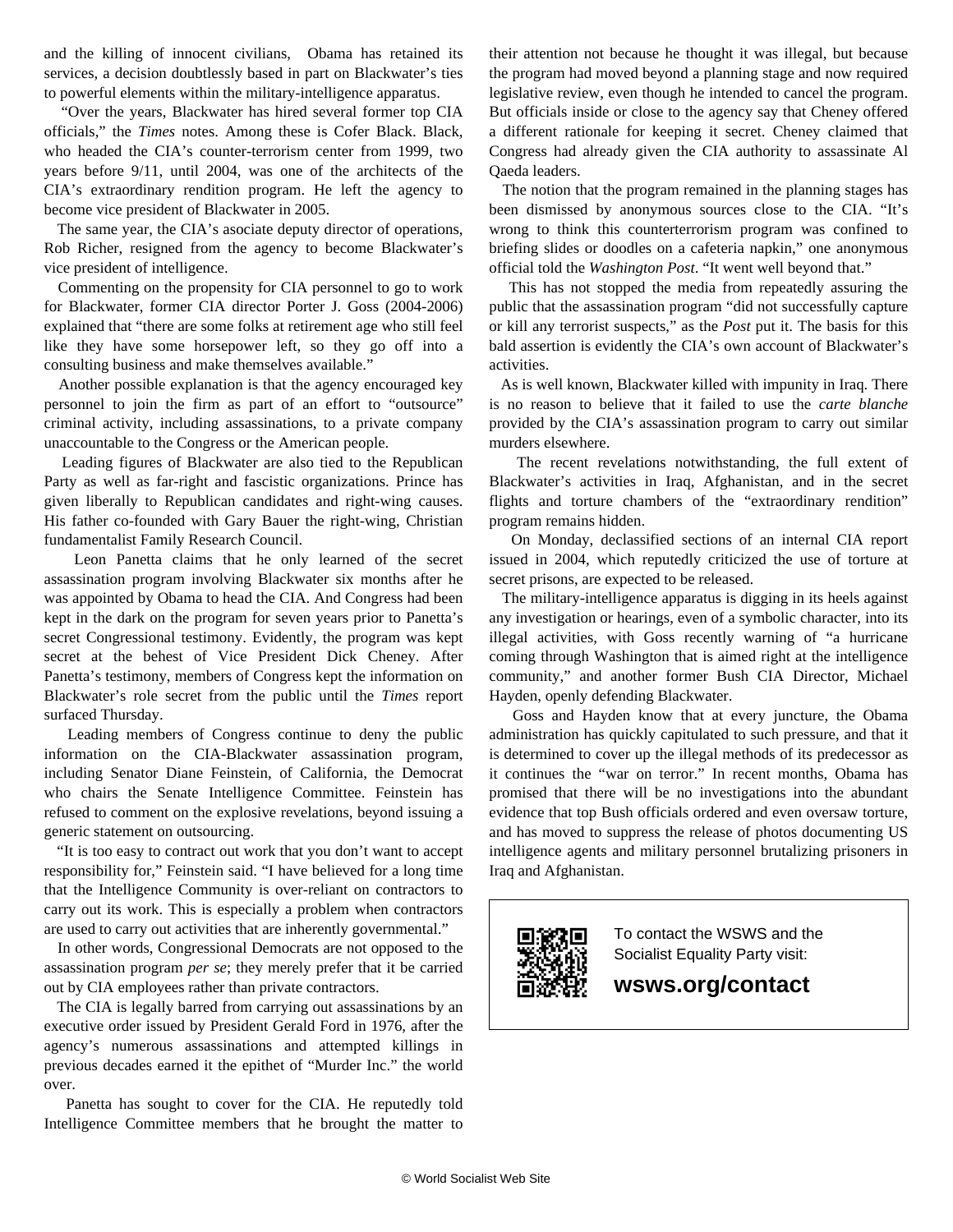and the killing of innocent civilians, Obama has retained its services, a decision doubtlessly based in part on Blackwater's ties to powerful elements within the military-intelligence apparatus.

"Over the years, Blackwater has hired several former top CIA officials," the *Times* notes. Among these is Cofer Black. Black, who headed the CIA's counter-terrorism center from 1999, two years before 9/11, until 2004, was one of the architects of the CIA's extraordinary rendition program. He left the agency to become vice president of Blackwater in 2005.

The same year, the CIA's asociate deputy director of operations, Rob Richer, resigned from the agency to become Blackwater's vice president of intelligence.

Commenting on the propensity for CIA personnel to go to work for Blackwater, former CIA director Porter J. Goss (2004-2006) explained that "there are some folks at retirement age who still feel like they have some horsepower left, so they go off into a consulting business and make themselves available."

Another possible explanation is that the agency encouraged key personnel to join the firm as part of an effort to "outsource" criminal activity, including assassinations, to a private company unaccountable to the Congress or the American people.

Leading figures of Blackwater are also tied to the Republican Party as well as far-right and fascistic organizations. Prince has given liberally to Republican candidates and right-wing causes. His father co-founded with Gary Bauer the right-wing, Christian fundamentalist Family Research Council.

Leon Panetta claims that he only learned of the secret assassination program involving Blackwater six months after he was appointed by Obama to head the CIA. And Congress had been kept in the dark on the program for seven years prior to Panetta's secret Congressional testimony. Evidently, the program was kept secret at the behest of Vice President Dick Cheney. After Panetta's testimony, members of Congress kept the information on Blackwater's role secret from the public until the *Times* report surfaced Thursday.

Leading members of Congress continue to deny the public information on the CIA-Blackwater assassination program, including Senator Diane Feinstein, of California, the Democrat who chairs the Senate Intelligence Committee. Feinstein has refused to comment on the explosive revelations, beyond issuing a generic statement on outsourcing.

"It is too easy to contract out work that you don't want to accept responsibility for," Feinstein said. "I have believed for a long time that the Intelligence Community is over-reliant on contractors to carry out its work. This is especially a problem when contractors are used to carry out activities that are inherently governmental."

In other words, Congressional Democrats are not opposed to the assassination program *per se*; they merely prefer that it be carried out by CIA employees rather than private contractors.

The CIA is legally barred from carrying out assassinations by an executive order issued by President Gerald Ford in 1976, after the agency's numerous assassinations and attempted killings in previous decades earned it the epithet of "Murder Inc." the world over.

Panetta has sought to cover for the CIA. He reputedly told Intelligence Committee members that he brought the matter to their attention not because he thought it was illegal, but because the program had moved beyond a planning stage and now required legislative review, even though he intended to cancel the program. But officials inside or close to the agency say that Cheney offered a different rationale for keeping it secret. Cheney claimed that Congress had already given the CIA authority to assassinate Al Qaeda leaders.

The notion that the program remained in the planning stages has been dismissed by anonymous sources close to the CIA. "It's wrong to think this counterterrorism program was confined to briefing slides or doodles on a cafeteria napkin," one anonymous official told the *Washington Post*. "It went well beyond that."

This has not stopped the media from repeatedly assuring the public that the assassination program "did not successfully capture or kill any terrorist suspects," as the *Post* put it. The basis for this bald assertion is evidently the CIA's own account of Blackwater's activities.

As is well known, Blackwater killed with impunity in Iraq. There is no reason to believe that it failed to use the *carte blanche* provided by the CIA's assassination program to carry out similar murders elsewhere.

The recent revelations notwithstanding, the full extent of Blackwater's activities in Iraq, Afghanistan, and in the secret flights and torture chambers of the "extraordinary rendition" program remains hidden.

On Monday, declassified sections of an internal CIA report issued in 2004, which reputedly criticized the use of torture at secret prisons, are expected to be released.

The military-intelligence apparatus is digging in its heels against any investigation or hearings, even of a symbolic character, into its illegal activities, with Goss recently warning of "a hurricane coming through Washington that is aimed right at the intelligence community," and another former Bush CIA Director, Michael Hayden, openly defending Blackwater.

Goss and Hayden know that at every juncture, the Obama administration has quickly capitulated to such pressure, and that it is determined to cover up the illegal methods of its predecessor as it continues the "war on terror." In recent months, Obama has promised that there will be no investigations into the abundant evidence that top Bush officials ordered and even oversaw torture, and has moved to suppress the release of photos documenting US intelligence agents and military personnel brutalizing prisoners in Iraq and Afghanistan.

To contact the WSWS and the Socialist Equality Party visit:

**wsws.org/contact**